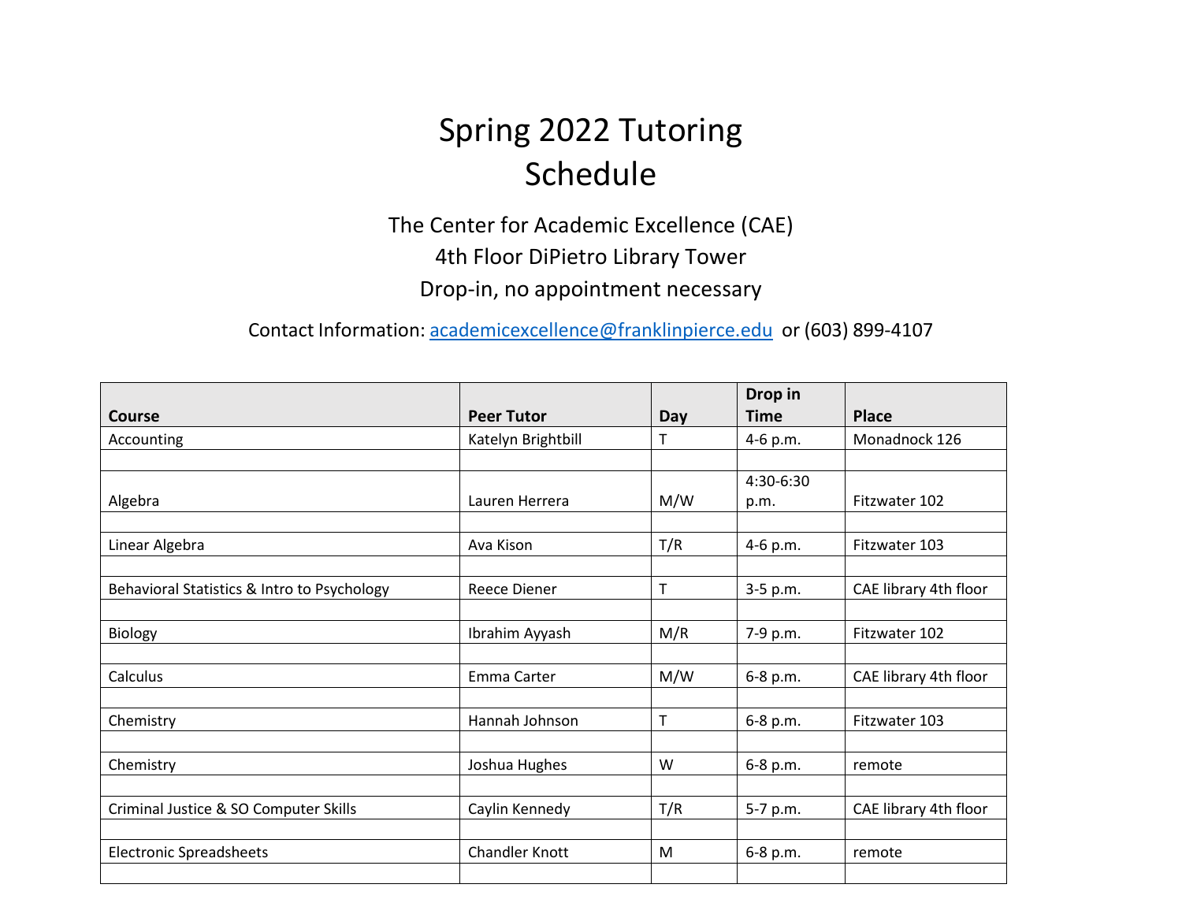# Spring 2022 Tutoring Schedule

The Center for Academic Excellence (CAE)

4th Floor DiPietro Library Tower

Drop-in, no appointment necessary

Contact Information: academicexcellence@franklinpierce.edu or (603) 899-4107

| Course | Peer Tutor | Day | Drop in Time | Place |
|---|---|---|---|---|
| Accounting | Katelyn Brightbill | T | 4-6 p.m. | Monadnock 126 |
| | | | | |
| Algebra | Lauren Herrera | M/W | 4:30-6:30 p.m. | Fitzwater 102 |
| | | | | |
| Linear Algebra | Ava Kison | T/R | 4-6 p.m. | Fitzwater 103 |
| | | | | |
| Behavioral Statistics & Intro to Psychology | Reece Diener | T | 3-5 p.m. | CAE library 4th floor |
| | | | | |
| Biology | Ibrahim Ayyash | M/R | 7-9 p.m. | Fitzwater 102 |
| | | | | |
| Calculus | Emma Carter | M/W | 6-8 p.m. | CAE library 4th floor |
| | | | | |
| Chemistry | Hannah Johnson | T | 6-8 p.m. | Fitzwater 103 |
| | | | | |
| Chemistry | Joshua Hughes | W | 6-8 p.m. | remote |
| | | | | |
| Criminal Justice & SO Computer Skills | Caylin Kennedy | T/R | 5-7 p.m. | CAE library 4th floor |
| | | | | |
| Electronic Spreadsheets | Chandler Knott | M | 6-8 p.m. | remote |
| | | | | |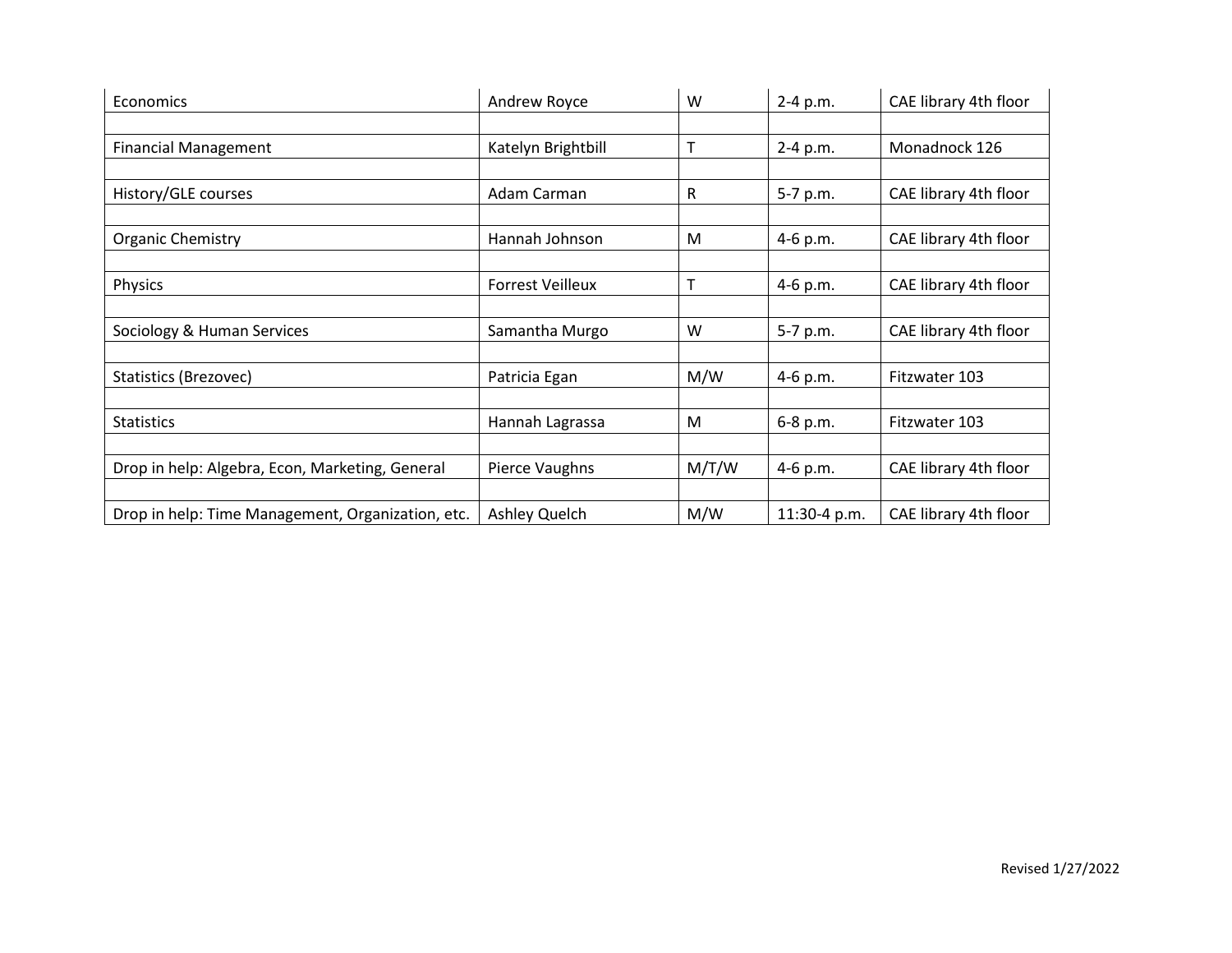| | | | | |
|---|---|---|---|---|
| Economics | Andrew Royce | W | 2-4 p.m. | CAE library 4th floor |
| | | | | |
| Financial Management | Katelyn Brightbill | T | 2-4 p.m. | Monadnock 126 |
| | | | | |
| History/GLE courses | Adam Carman | R | 5-7 p.m. | CAE library 4th floor |
| | | | | |
| Organic Chemistry | Hannah Johnson | M | 4-6 p.m. | CAE library 4th floor |
| | | | | |
| Physics | Forrest Veilleux | T | 4-6 p.m. | CAE library 4th floor |
| | | | | |
| Sociology & Human Services | Samantha Murgo | W | 5-7 p.m. | CAE library 4th floor |
| | | | | |
| Statistics (Brezovec) | Patricia Egan | M/W | 4-6 p.m. | Fitzwater 103 |
| | | | | |
| Statistics | Hannah Lagrassa | M | 6-8 p.m. | Fitzwater 103 |
| | | | | |
| Drop in help: Algebra, Econ, Marketing, General | Pierce Vaughns | M/T/W | 4-6 p.m. | CAE library 4th floor |
| | | | | |
| Drop in help: Time Management, Organization, etc. | Ashley Quelch | M/W | 11:30-4 p.m. | CAE library 4th floor |

Revised 1/27/2022